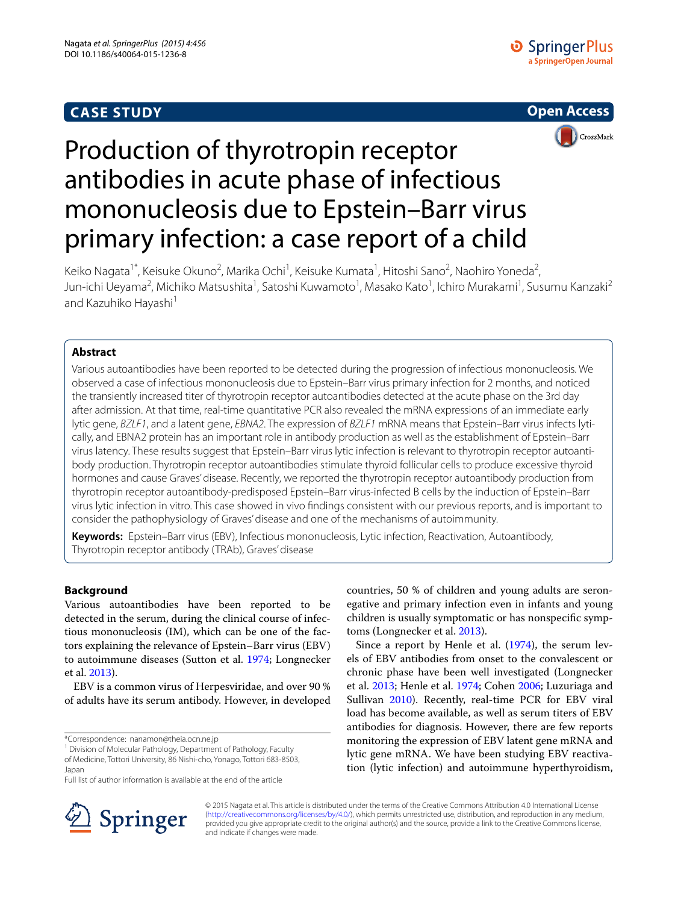CASE STUDY

Open Access

# Production of thyrotropin receptor antibodies in acute phase of infectious mononucleosis due to Epstein–Barr virus primary infection: a case report of a child

Keiko Nagata[1*], Keisuke Okuno[2], Marika Ochi[1], Keisuke Kumata[1], Hitoshi Sano[2], Naohiro Yoneda[2], Jun-ichi Ueyama[2], Michiko Matsushita[1], Satoshi Kuwamoto[1], Masako Kato[1], Ichiro Murakami[1], Susumu Kanzaki[2] and Kazuhiko Hayashi[1]

## Abstract

Various autoantibodies have been reported to be detected during the progression of infectious mononucleosis. We observed a case of infectious mononucleosis due to Epstein–Barr virus primary infection for 2 months, and noticed the transiently increased titer of thyrotropin receptor autoantibodies detected at the acute phase on the 3rd day after admission. At that time, real-time quantitative PCR also revealed the mRNA expressions of an immediate early lytic gene, *BZLF1*, and a latent gene, *EBNA2*. The expression of *BZLF1* mRNA means that Epstein–Barr virus infects lytically, and EBNA2 protein has an important role in antibody production as well as the establishment of Epstein–Barr virus latency. These results suggest that Epstein–Barr virus lytic infection is relevant to thyrotropin receptor autoantibody production. Thyrotropin receptor autoantibodies stimulate thyroid follicular cells to produce excessive thyroid hormones and cause Graves' disease. Recently, we reported the thyrotropin receptor autoantibody production from thyrotropin receptor autoantibody-predisposed Epstein–Barr virus-infected B cells by the induction of Epstein–Barr virus lytic infection in vitro. This case showed in vivo findings consistent with our previous reports, and is important to consider the pathophysiology of Graves' disease and one of the mechanisms of autoimmunity.

**Keywords:** Epstein–Barr virus (EBV), Infectious mononucleosis, Lytic infection, Reactivation, Autoantibody, Thyrotropin receptor antibody (TRAb), Graves' disease

## Background

Various autoantibodies have been reported to be detected in the serum, during the clinical course of infectious mononucleosis (IM), which can be one of the factors explaining the relevance of Epstein–Barr virus (EBV) to autoimmune diseases (Sutton et al. 1974; Longnecker et al. 2013).

EBV is a common virus of Herpesviridae, and over 90 % of adults have its serum antibody. However, in developed countries, 50 % of children and young adults are seronegative and primary infection even in infants and young children is usually symptomatic or has nonspecific symptoms (Longnecker et al. 2013).

Since a report by Henle et al. (1974), the serum levels of EBV antibodies from onset to the convalescent or chronic phase have been well investigated (Longnecker et al. 2013; Henle et al. 1974; Cohen 2006; Luzuriaga and Sullivan 2010). Recently, real-time PCR for EBV viral load has become available, as well as serum titers of EBV antibodies for diagnosis. However, there are few reports monitoring the expression of EBV latent gene mRNA and lytic gene mRNA. We have been studying EBV reactivation (lytic infection) and autoimmune hyperthyroidism,

*Correspondence: nanamon@theia.ocn.ne.jp
[1] Division of Molecular Pathology, Department of Pathology, Faculty of Medicine, Tottori University, 86 Nishi-cho, Yonago, Tottori 683-8503, Japan
Full list of author information is available at the end of the article

© 2015 Nagata et al. This article is distributed under the terms of the Creative Commons Attribution 4.0 International License (http://creativecommons.org/licenses/by/4.0/), which permits unrestricted use, distribution, and reproduction in any medium, provided you give appropriate credit to the original author(s) and the source, provide a link to the Creative Commons license, and indicate if changes were made.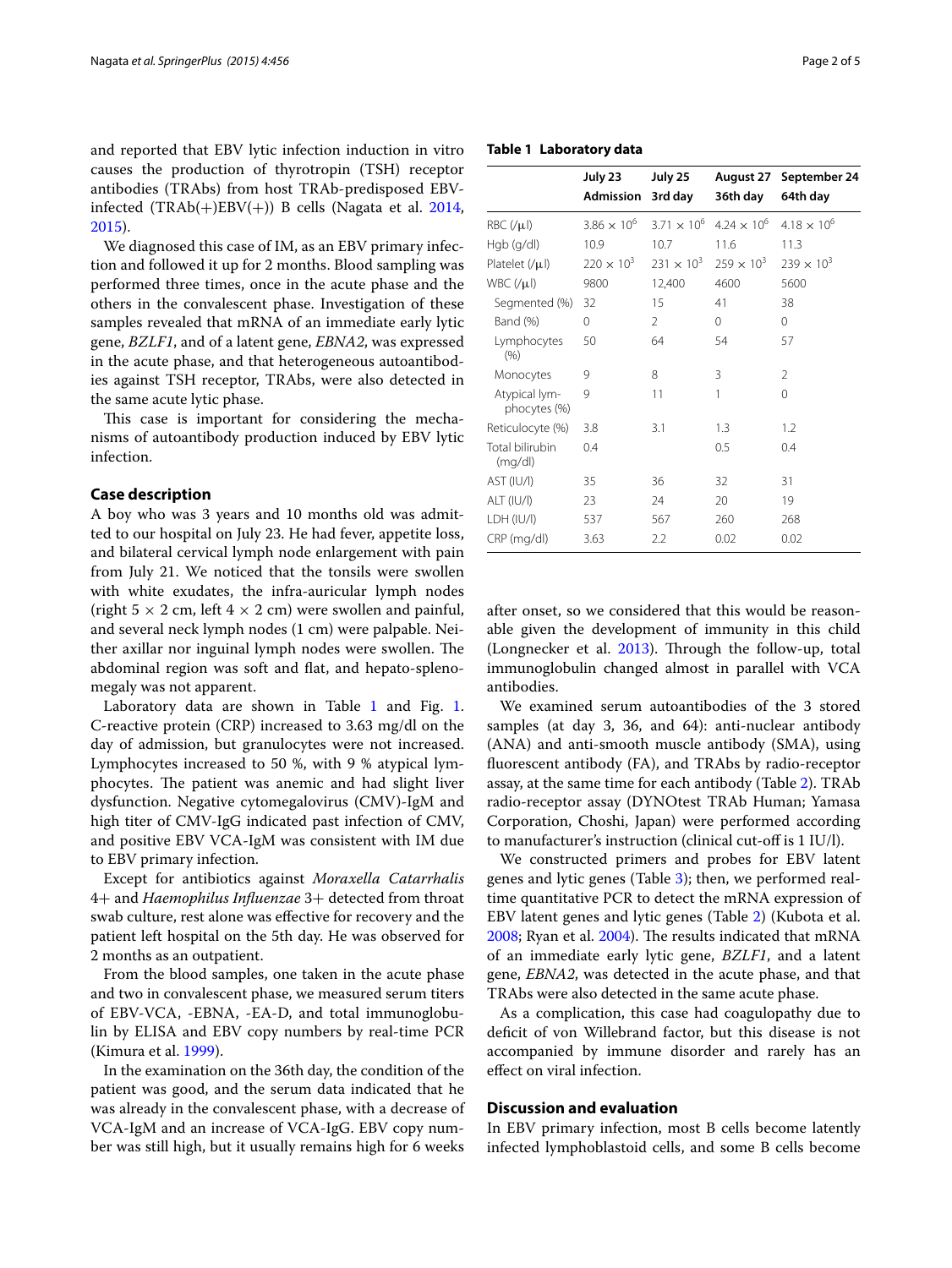and reported that EBV lytic infection induction in vitro causes the production of thyrotropin (TSH) receptor antibodies (TRAbs) from host TRAb-predisposed EBV-infected (TRAb(+)EBV(+)) B cells (Nagata et al. 2014, 2015).

We diagnosed this case of IM, as an EBV primary infection and followed it up for 2 months. Blood sampling was performed three times, once in the acute phase and the others in the convalescent phase. Investigation of these samples revealed that mRNA of an immediate early lytic gene, *BZLF1*, and of a latent gene, *EBNA2*, was expressed in the acute phase, and that heterogeneous autoantibodies against TSH receptor, TRAbs, were also detected in the same acute lytic phase.

This case is important for considering the mechanisms of autoantibody production induced by EBV lytic infection.

## Case description

A boy who was 3 years and 10 months old was admitted to our hospital on July 23. He had fever, appetite loss, and bilateral cervical lymph node enlargement with pain from July 21. We noticed that the tonsils were swollen with white exudates, the infra-auricular lymph nodes (right $5 \times 2$ cm, left $4 \times 2$ cm) were swollen and painful, and several neck lymph nodes (1 cm) were palpable. Neither axillar nor inguinal lymph nodes were swollen. The abdominal region was soft and flat, and hepato-splenomegaly was not apparent.

Laboratory data are shown in Table 1 and Fig. 1. C-reactive protein (CRP) increased to 3.63 mg/dl on the day of admission, but granulocytes were not increased. Lymphocytes increased to 50 %, with 9 % atypical lymphocytes. The patient was anemic and had slight liver dysfunction. Negative cytomegalovirus (CMV)-IgM and high titer of CMV-IgG indicated past infection of CMV, and positive EBV VCA-IgM was consistent with IM due to EBV primary infection.

Except for antibiotics against *Moraxella Catarrhalis* 4+ and *Haemophilus Influenzae* 3+ detected from throat swab culture, rest alone was effective for recovery and the patient left hospital on the 5th day. He was observed for 2 months as an outpatient.

From the blood samples, one taken in the acute phase and two in convalescent phase, we measured serum titers of EBV-VCA, -EBNA, -EA-D, and total immunoglobulin by ELISA and EBV copy numbers by real-time PCR (Kimura et al. 1999).

In the examination on the 36th day, the condition of the patient was good, and the serum data indicated that he was already in the convalescent phase, with a decrease of VCA-IgM and an increase of VCA-IgG. EBV copy number was still high, but it usually remains high for 6 weeks after onset, so we considered that this would be reasonable given the development of immunity in this child (Longnecker et al. 2013). Through the follow-up, total immunoglobulin changed almost in parallel with VCA antibodies.

**Table 1 Laboratory data**

| | July 23 Admission | July 25 3rd day | August 27 36th day | September 24 64th day |
|---|---|---|---|---|
| RBC (/μl) | $3.86 \times 10^6$ | $3.71 \times 10^6$ | $4.24 \times 10^6$ | $4.18 \times 10^6$ |
| Hgb (g/dl) | 10.9 | 10.7 | 11.6 | 11.3 |
| Platelet (/μl) | $220 \times 10^3$ | $231 \times 10^3$ | $259 \times 10^3$ | $239 \times 10^3$ |
| WBC (/μl) | 9800 | 12,400 | 4600 | 5600 |
| Segmented (%) | 32 | 15 | 41 | 38 |
| Band (%) | 0 | 2 | 0 | 0 |
| Lymphocytes (%) | 50 | 64 | 54 | 57 |
| Monocytes | 9 | 8 | 3 | 2 |
| Atypical lymphocytes (%) | 9 | 11 | 1 | 0 |
| Reticulocyte (%) | 3.8 | 3.1 | 1.3 | 1.2 |
| Total bilirubin (mg/dl) | 0.4 | | 0.5 | 0.4 |
| AST (IU/l) | 35 | 36 | 32 | 31 |
| ALT (IU/l) | 23 | 24 | 20 | 19 |
| LDH (IU/l) | 537 | 567 | 260 | 268 |
| CRP (mg/dl) | 3.63 | 2.2 | 0.02 | 0.02 |

We examined serum autoantibodies of the 3 stored samples (at day 3, 36, and 64): anti-nuclear antibody (ANA) and anti-smooth muscle antibody (SMA), using fluorescent antibody (FA), and TRAbs by radio-receptor assay, at the same time for each antibody (Table 2). TRAb radio-receptor assay (DYNOtest TRAb Human; Yamasa Corporation, Choshi, Japan) were performed according to manufacturer's instruction (clinical cut-off is 1 IU/l).

We constructed primers and probes for EBV latent genes and lytic genes (Table 3); then, we performed real-time quantitative PCR to detect the mRNA expression of EBV latent genes and lytic genes (Table 2) (Kubota et al. 2008; Ryan et al. 2004). The results indicated that mRNA of an immediate early lytic gene, *BZLF1*, and a latent gene, *EBNA2*, was detected in the acute phase, and that TRAbs were also detected in the same acute phase.

As a complication, this case had coagulopathy due to deficit of von Willebrand factor, but this disease is not accompanied by immune disorder and rarely has an effect on viral infection.

## Discussion and evaluation

In EBV primary infection, most B cells become latently infected lymphoblastoid cells, and some B cells become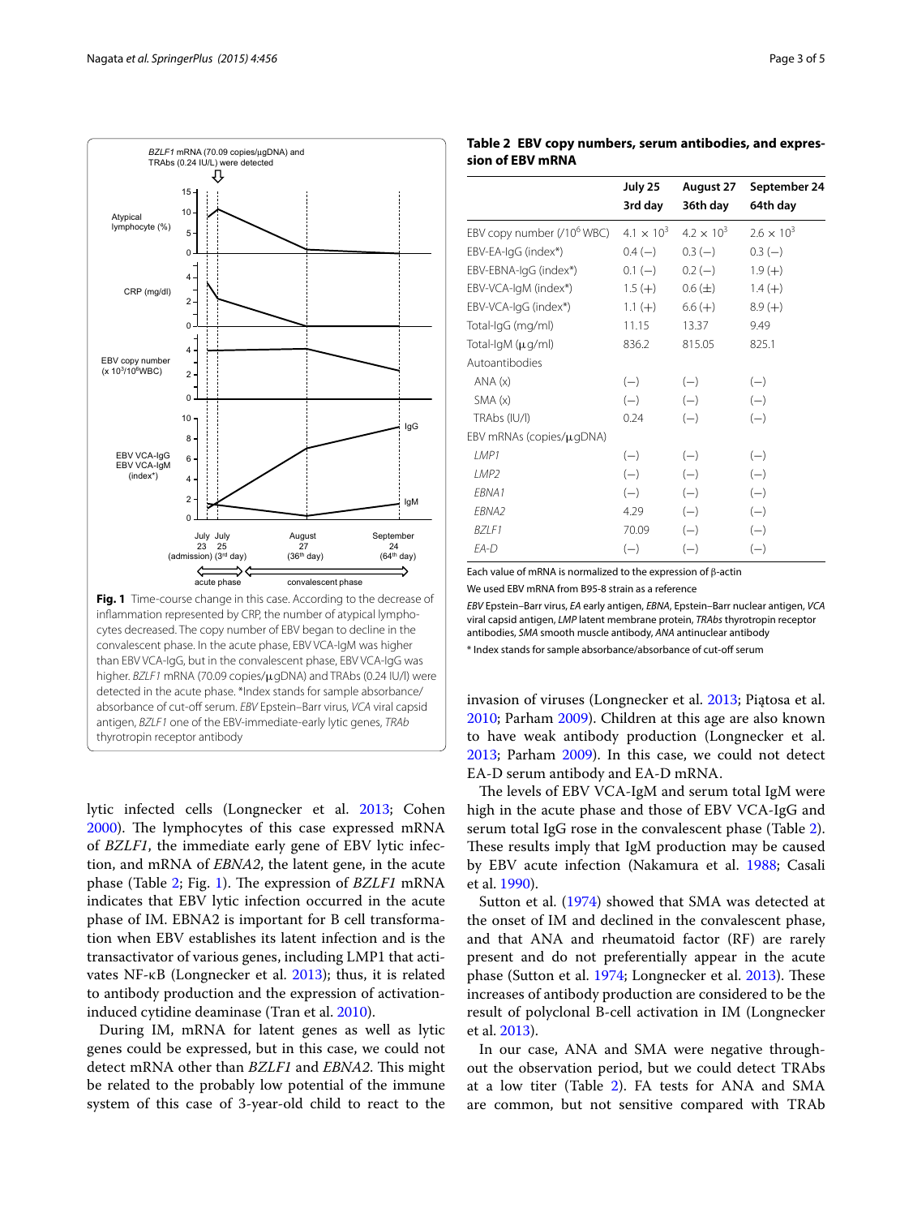**Fig. 1** Time-course change in this case. According to the decrease of inflammation represented by CRP, the number of atypical lymphocytes decreased. The copy number of EBV began to decline in the convalescent phase. In the acute phase, EBV VCA-IgM was higher than EBV VCA-IgG, but in the convalescent phase, EBV VCA-IgG was higher. *BZLF1* mRNA (70.09 copies/μgDNA) and TRAbs (0.24 IU/l) were detected in the acute phase. *Index stands for sample absorbance/absorbance of cut-off serum. *EBV* Epstein–Barr virus, *VCA* viral capsid antigen, *BZLF1* one of the EBV-immediate-early lytic genes, *TRAb* thyrotropin receptor antibody

lytic infected cells (Longnecker et al. 2013; Cohen 2000). The lymphocytes of this case expressed mRNA of *BZLF1*, the immediate early gene of EBV lytic infection, and mRNA of *EBNA2*, the latent gene, in the acute phase (Table 2; Fig. 1). The expression of *BZLF1* mRNA indicates that EBV lytic infection occurred in the acute phase of IM. EBNA2 is important for B cell transformation when EBV establishes its latent infection and is the transactivator of various genes, including LMP1 that activates NF-κB (Longnecker et al. 2013); thus, it is related to antibody production and the expression of activation-induced cytidine deaminase (Tran et al. 2010).

During IM, mRNA for latent genes as well as lytic genes could be expressed, but in this case, we could not detect mRNA other than *BZLF1* and *EBNA2*. This might be related to the probably low potential of the immune system of this case of 3-year-old child to react to the invasion of viruses (Longnecker et al. 2013; Piątosa et al. 2010; Parham 2009). Children at this age are also known to have weak antibody production (Longnecker et al. 2013; Parham 2009). In this case, we could not detect EA-D serum antibody and EA-D mRNA.

**Table 2 EBV copy numbers, serum antibodies, and expression of EBV mRNA**

| | July 25 3rd day | August 27 36th day | September 24 64th day |
|---|---|---|---|
| EBV copy number (/$10^6$ WBC) | $4.1 \times 10^3$ | $4.2 \times 10^3$ | $2.6 \times 10^3$ |
| EBV-EA-IgG (index*) | 0.4 (−) | 0.3 (−) | 0.3 (−) |
| EBV-EBNA-IgG (index*) | 0.1 (−) | 0.2 (−) | 1.9 (+) |
| EBV-VCA-IgM (index*) | 1.5 (+) | 0.6 (±) | 1.4 (+) |
| EBV-VCA-IgG (index*) | 1.1 (+) | 6.6 (+) | 8.9 (+) |
| Total-IgG (mg/ml) | 11.15 | 13.37 | 9.49 |
| Total-IgM (μg/ml) | 836.2 | 815.05 | 825.1 |
| Autoantibodies | | | |
| ANA (x) | (−) | (−) | (−) |
| SMA (x) | (−) | (−) | (−) |
| TRAbs (IU/l) | 0.24 | (−) | (−) |
| EBV mRNAs (copies/μgDNA) | | | |
| *LMP1* | (−) | (−) | (−) |
| *LMP2* | (−) | (−) | (−) |
| *EBNA1* | (−) | (−) | (−) |
| *EBNA2* | 4.29 | (−) | (−) |
| *BZLF1* | 70.09 | (−) | (−) |
| *EA-D* | (−) | (−) | (−) |

Each value of mRNA is normalized to the expression of β-actin

We used EBV mRNA from B95-8 strain as a reference

*EBV* Epstein–Barr virus, *EA* early antigen, *EBNA*, Epstein–Barr nuclear antigen, *VCA* viral capsid antigen, *LMP* latent membrane protein, *TRAbs* thyrotropin receptor antibodies, *SMA* smooth muscle antibody, *ANA* antinuclear antibody

* Index stands for sample absorbance/absorbance of cut-off serum

The levels of EBV VCA-IgM and serum total IgM were high in the acute phase and those of EBV VCA-IgG and serum total IgG rose in the convalescent phase (Table 2). These results imply that IgM production may be caused by EBV acute infection (Nakamura et al. 1988; Casali et al. 1990).

Sutton et al. (1974) showed that SMA was detected at the onset of IM and declined in the convalescent phase, and that ANA and rheumatoid factor (RF) are rarely present and do not preferentially appear in the acute phase (Sutton et al. 1974; Longnecker et al. 2013). These increases of antibody production are considered to be the result of polyclonal B-cell activation in IM (Longnecker et al. 2013).

In our case, ANA and SMA were negative throughout the observation period, but we could detect TRAbs at a low titer (Table 2). FA tests for ANA and SMA are common, but not sensitive compared with TRAb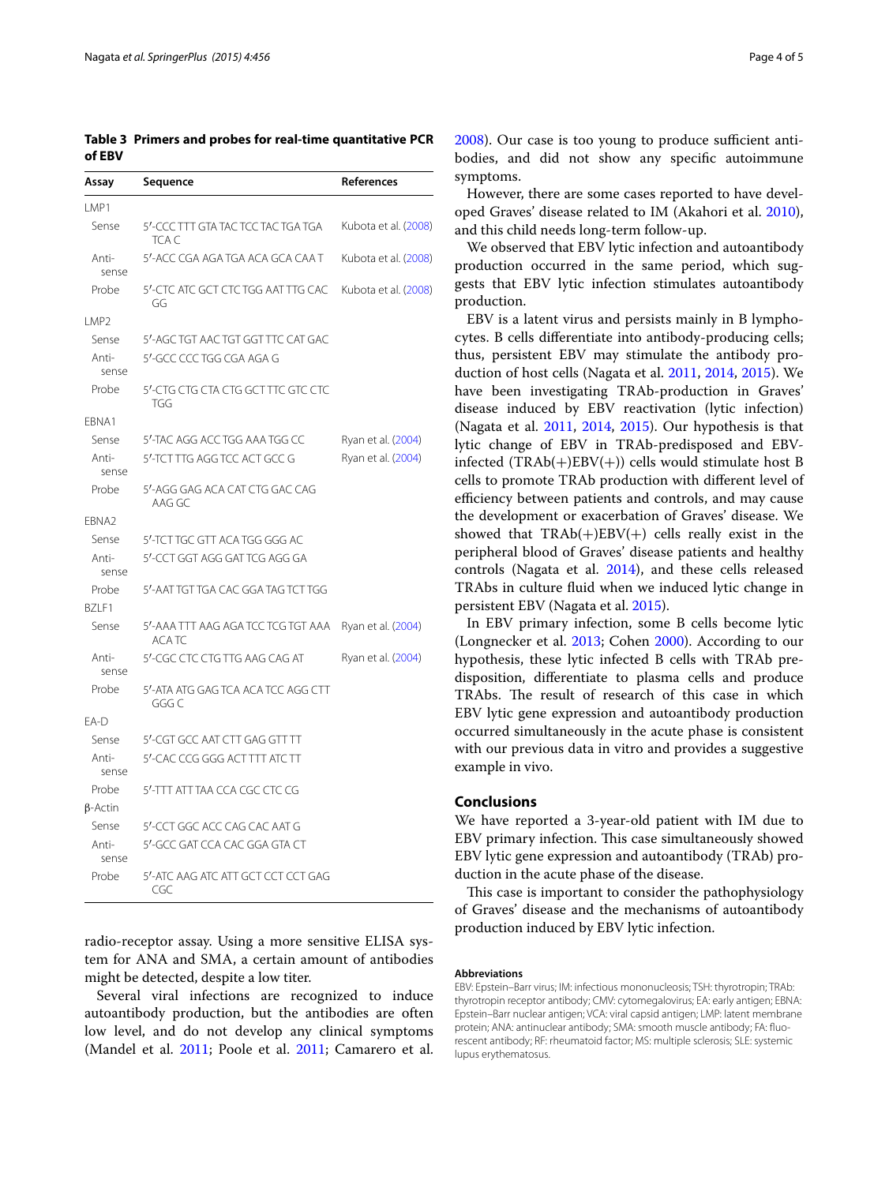**Table 3 Primers and probes for real-time quantitative PCR of EBV**

| Assay | Sequence | References |
|---|---|---|
| LMP1 | | |
| Sense | 5′-CCC TTT GTA TAC TCC TAC TGA TGA TCA C | Kubota et al. (2008) |
| Anti-sense | 5′-ACC CGA AGA TGA ACA GCA CAA T | Kubota et al. (2008) |
| Probe | 5′-CTC ATC GCT CTC TGG AAT TTG CAC GG | Kubota et al. (2008) |
| LMP2 | | |
| Sense | 5′-AGC TGT AAC TGT GGT TTC CAT GAC | |
| Anti-sense | 5′-GCC CCC TGG CGA AGA G | |
| Probe | 5′-CTG CTG CTA CTG GCT TTC GTC CTC TGG | |
| EBNA1 | | |
| Sense | 5′-TAC AGG ACC TGG AAA TGG CC | Ryan et al. (2004) |
| Anti-sense | 5′-TCT TTG AGG TCC ACT GCC G | Ryan et al. (2004) |
| Probe | 5′-AGG GAG ACA CAT CTG GAC CAG AAG GC | |
| EBNA2 | | |
| Sense | 5′-TCT TGC GTT ACA TGG GGG AC | |
| Anti-sense | 5′-CCT GGT AGG GAT TCG AGG GA | |
| Probe | 5′-AAT TGT TGA CAC GGA TAG TCT TGG | |
| BZLF1 | | |
| Sense | 5′-AAA TTT AAG AGA TCC TCG TGT AAA ACA TC | Ryan et al. (2004) |
| Anti-sense | 5′-CGC CTC CTG TTG AAG CAG AT | Ryan et al. (2004) |
| Probe | 5′-ATA ATG GAG TCA ACA TCC AGG CTT GGG C | |
| EA-D | | |
| Sense | 5′-CGT GCC AAT CTT GAG GTT TT | |
| Anti-sense | 5′-CAC CCG GGG ACT TTT ATC TT | |
| Probe | 5′-TTT ATT TAA CCA CGC CTC CG | |
| β-Actin | | |
| Sense | 5′-CCT GGC ACC CAG CAC AAT G | |
| Anti-sense | 5′-GCC GAT CCA CAC GGA GTA CT | |
| Probe | 5′-ATC AAG ATC ATT GCT CCT CCT GAG CGC | |

radio-receptor assay. Using a more sensitive ELISA system for ANA and SMA, a certain amount of antibodies might be detected, despite a low titer.

Several viral infections are recognized to induce autoantibody production, but the antibodies are often low level, and do not develop any clinical symptoms (Mandel et al. 2011; Poole et al. 2011; Camarero et al. 2008). Our case is too young to produce sufficient antibodies, and did not show any specific autoimmune symptoms.

However, there are some cases reported to have developed Graves' disease related to IM (Akahori et al. 2010), and this child needs long-term follow-up.

We observed that EBV lytic infection and autoantibody production occurred in the same period, which suggests that EBV lytic infection stimulates autoantibody production.

EBV is a latent virus and persists mainly in B lymphocytes. B cells differentiate into antibody-producing cells; thus, persistent EBV may stimulate the antibody production of host cells (Nagata et al. 2011, 2014, 2015). We have been investigating TRAb-production in Graves' disease induced by EBV reactivation (lytic infection) (Nagata et al. 2011, 2014, 2015). Our hypothesis is that lytic change of EBV in TRAb-predisposed and EBV-infected (TRAb(+)EBV(+)) cells would stimulate host B cells to promote TRAb production with different level of efficiency between patients and controls, and may cause the development or exacerbation of Graves' disease. We showed that TRAb(+)EBV(+) cells really exist in the peripheral blood of Graves' disease patients and healthy controls (Nagata et al. 2014), and these cells released TRAbs in culture fluid when we induced lytic change in persistent EBV (Nagata et al. 2015).

In EBV primary infection, some B cells become lytic (Longnecker et al. 2013; Cohen 2000). According to our hypothesis, these lytic infected B cells with TRAb predisposition, differentiate to plasma cells and produce TRAbs. The result of research of this case in which EBV lytic gene expression and autoantibody production occurred simultaneously in the acute phase is consistent with our previous data in vitro and provides a suggestive example in vivo.

## Conclusions

We have reported a 3-year-old patient with IM due to EBV primary infection. This case simultaneously showed EBV lytic gene expression and autoantibody (TRAb) production in the acute phase of the disease.

This case is important to consider the pathophysiology of Graves' disease and the mechanisms of autoantibody production induced by EBV lytic infection.

#### Abbreviations

EBV: Epstein–Barr virus; IM: infectious mononucleosis; TSH: thyrotropin; TRAb: thyrotropin receptor antibody; CMV: cytomegalovirus; EA: early antigen; EBNA: Epstein–Barr nuclear antigen; VCA: viral capsid antigen; LMP: latent membrane protein; ANA: antinuclear antibody; SMA: smooth muscle antibody; FA: fluorescent antibody; RF: rheumatoid factor; MS: multiple sclerosis; SLE: systemic lupus erythematosus.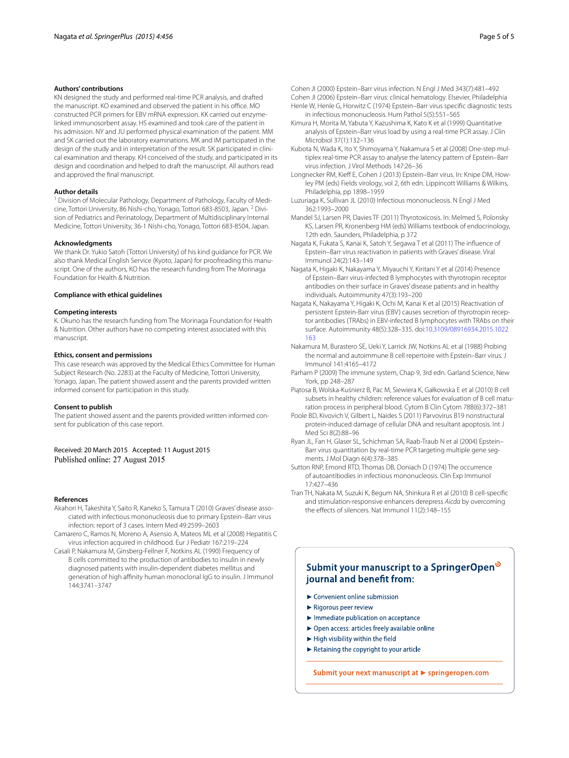### Authors' contributions

KN designed the study and performed real-time PCR analysis, and drafted the manuscript. KO examined and observed the patient in his office. MO constructed PCR primers for EBV mRNA expression. KK carried out enzyme-linked immunosorbent assay. HS examined and took care of the patient in his admission. NY and JU performed physical examination of the patient. MM and SK carried out the laboratory examinations. MK and IM participated in the design of the study and in interpretation of the result. SK participated in clinical examination and therapy. KH conceived of the study, and participated in its design and coordination and helped to draft the manuscript. All authors read and approved the final manuscript.

### Author details

[1] Division of Molecular Pathology, Department of Pathology, Faculty of Medicine, Tottori University, 86 Nishi-cho, Yonago, Tottori 683-8503, Japan. [2] Division of Pediatrics and Perinatology, Department of Multidisciplinary Internal Medicine, Tottori University, 36-1 Nishi-cho, Yonago, Tottori 683-8504, Japan.

### Acknowledgments

We thank Dr. Yukio Satoh (Tottori University) of his kind guidance for PCR. We also thank Medical English Service (Kyoto, Japan) for proofreading this manuscript. One of the authors, KO has the research funding from The Morinaga Foundation for Health & Nutrition.

### Compliance with ethical guidelines

### Competing interests

K. Okuno has the research funding from The Morinaga Foundation for Health & Nutrition. Other authors have no competing interest associated with this manuscript.

### Ethics, consent and permissions

This case research was approved by the Medical Ethics Committee for Human Subject Research (No. 2283) at the Faculty of Medicine, Tottori University, Yonago, Japan. The patient showed assent and the parents provided written informed consent for participation in this study.

### Consent to publish

The patient showed assent and the parents provided written informed consent for publication of this case report.

Received: 20 March 2015 Accepted: 11 August 2015
Published online: 27 August 2015

### References

Akahori H, Takeshita Y, Saito R, Kaneko S, Tamura T (2010) Graves' disease associated with infectious mononucleosis due to primary Epstein–Barr virus infection: report of 3 cases. Intern Med 49:2599–2603

Camarero C, Ramos N, Moreno A, Asensio A, Mateos ML et al (2008) Hepatitis C virus infection acquired in childhood. Eur J Pediatr 167:219–224

Casali P, Nakamura M, Ginsberg-Fellner F, Notkins AL (1990) Frequency of B cells committed to the production of antibodies to insulin in newly diagnosed patients with insulin-dependent diabetes mellitus and generation of high affinity human monoclonal IgG to insulin. J Immunol 144:3741–3747

Cohen JI (2000) Epstein–Barr virus infection. N Engl J Med 343(7):481–492

Cohen JI (2006) Epstein–Barr virus: clinical hematology. Elsevier, Philadelphia

Henle W, Henle G, Horwitz C (1974) Epstein–Barr virus specific diagnostic tests in infectious mononucleosis. Hum Pathol 5(5):551–565

Kimura H, Morita M, Yabuta Y, Kazushima K, Kato K et al (1999) Quantitative analysis of Epstein–Barr virus load by using a real-time PCR assay. J Clin Microbiol 37(1):132–136

Kubota N, Wada K, Ito Y, Shimoyama Y, Nakamura S et al (2008) One-step multiplex real-time PCR assay to analyse the latency pattern of Epstein–Barr virus infection. J Virol Methods 147:26–36

Longnecker RM, Kieff E, Cohen J (2013) Epstein–Barr virus. In: Knipe DM, Howley PM (eds) Fields virology, vol 2, 6th edn. Lippincott Williams & Wilkins, Philadelphia, pp 1898–1959

Luzuriaga K, Sullivan JL (2010) Infectious mononucleosis. N Engl J Med 362:1993–2000

Mandel SJ, Larsen PR, Davies TF (2011) Thyrotoxicosis. In: Melmed S, Polonsky KS, Larsen PR, Kronenberg HM (eds) Williams textbook of endocrinology, 12th edn. Saunders, Philadelphia, p 372

Nagata K, Fukata S, Kanai K, Satoh Y, Segawa T et al (2011) The influence of Epstein–Barr virus reactivation in patients with Graves' disease. Viral Immunol 24(2):143–149

Nagata K, Higaki K, Nakayama Y, Miyauchi Y, Kiritani Y et al (2014) Presence of Epstein–Barr virus-infected B lymphocytes with thyrotropin receptor antibodies on their surface in Graves' disease patients and in healthy individuals. Autoimmunity 47(3):193–200

Nagata K, Nakayama Y, Higaki K, Ochi M, Kanai K et al (2015) Reactivation of persistent Epstein-Barr virus (EBV) causes secretion of thyrotropin receptor antibodies (TRAbs) in EBV-infected B lymphocytes with TRAbs on their surface. Autoimmunity 48(5):328–335. doi:10.3109/08916934.2015.1022163

Nakamura M, Burastero SE, Ueki Y, Larrick JW, Notkins AL et al (1988) Probing the normal and autoimmune B cell repertoire with Epstein–Barr virus. J Immunol 141:4165–4172

Parham P (2009) The immune system, Chap 9, 3rd edn. Garland Science, New York, pp 248–287

Piątosa B, Wolska-Kuśnierz B, Pac M, Siewiera K, Gałkowska E et al (2010) B cell subsets in healthy children: reference values for evaluation of B cell maturation process in peripheral blood. Cytom B Clin Cytom 78B(6):372–381

Poole BD, Kivovich V, Gilbert L, Naides S (2011) Parvovirus B19 nonstructural protein-induced damage of cellular DNA and resultant apoptosis. Int J Med Sci 8(2):88–96

Ryan JL, Fan H, Glaser SL, Schichman SA, Raab-Traub N et al (2004) Epstein–Barr virus quantitation by real-time PCR targeting multiple gene segments. J Mol Diagn 6(4):378–385

Sutton RNP, Emond RTD, Thomas DB, Doniach D (1974) The occurrence of autoantibodies in infectious mononucleosis. Clin Exp Immunol 17:427–436

Tran TH, Nakata M, Suzuki K, Begum NA, Shinkura R et al (2010) B cell-specific and stimulation-responsive enhancers derepress *Aicda* by overcoming the effects of silencers. Nat Immunol 11(2):148–155

**Submit your manuscript to a SpringerOpen journal and benefit from:**

- ► Convenient online submission
- ► Rigorous peer review
- ► Immediate publication on acceptance
- ► Open access: articles freely available online
- ► High visibility within the field
- ► Retaining the copyright to your article

**Submit your next manuscript at ► springeropen.com**